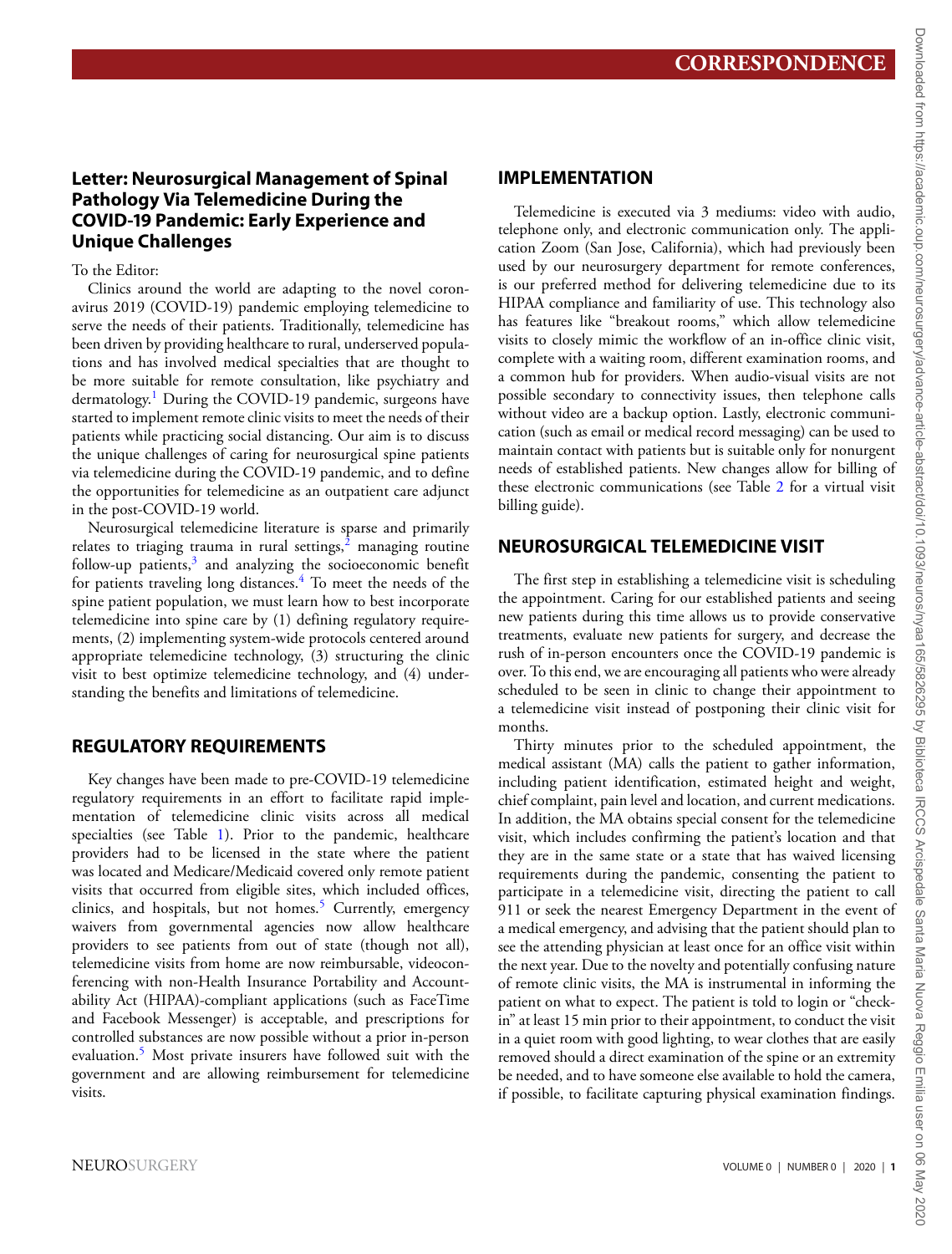# Letter: Neurosurgical Management of Spinal Pathology Via Telemedicine During the COVID-19 Pandemic: Early Experience and Unique Challenges

To the Editor:

Clinics around the world are adapting to the novel coronavirus 2019 (COVID-19) pandemic employing telemedicine to serve the needs of their patients. Traditionally, telemedicine has been driven by providing healthcare to rural, underserved populations and has involved medical specialties that are thought to be more suitable for remote consultation, like psychiatry and dermatology.[1] During the COVID-19 pandemic, surgeons have started to implement remote clinic visits to meet the needs of their patients while practicing social distancing. Our aim is to discuss the unique challenges of caring for neurosurgical spine patients via telemedicine during the COVID-19 pandemic, and to define the opportunities for telemedicine as an outpatient care adjunct in the post-COVID-19 world.

Neurosurgical telemedicine literature is sparse and primarily relates to triaging trauma in rural settings,[2] managing routine follow-up patients,[3] and analyzing the socioeconomic benefit for patients traveling long distances.[4] To meet the needs of the spine patient population, we must learn how to best incorporate telemedicine into spine care by (1) defining regulatory requirements, (2) implementing system-wide protocols centered around appropriate telemedicine technology, (3) structuring the clinic visit to best optimize telemedicine technology, and (4) understanding the benefits and limitations of telemedicine.

## REGULATORY REQUIREMENTS

Key changes have been made to pre-COVID-19 telemedicine regulatory requirements in an effort to facilitate rapid implementation of telemedicine clinic visits across all medical specialties (see Table 1). Prior to the pandemic, healthcare providers had to be licensed in the state where the patient was located and Medicare/Medicaid covered only remote patient visits that occurred from eligible sites, which included offices, clinics, and hospitals, but not homes.[5] Currently, emergency waivers from governmental agencies now allow healthcare providers to see patients from out of state (though not all), telemedicine visits from home are now reimbursable, videoconferencing with non-Health Insurance Portability and Accountability Act (HIPAA)-compliant applications (such as FaceTime and Facebook Messenger) is acceptable, and prescriptions for controlled substances are now possible without a prior in-person evaluation.[5] Most private insurers have followed suit with the government and are allowing reimbursement for telemedicine visits.

## IMPLEMENTATION

Telemedicine is executed via 3 mediums: video with audio, telephone only, and electronic communication only. The application Zoom (San Jose, California), which had previously been used by our neurosurgery department for remote conferences, is our preferred method for delivering telemedicine due to its HIPAA compliance and familiarity of use. This technology also has features like "breakout rooms," which allow telemedicine visits to closely mimic the workflow of an in-office clinic visit, complete with a waiting room, different examination rooms, and a common hub for providers. When audio-visual visits are not possible secondary to connectivity issues, then telephone calls without video are a backup option. Lastly, electronic communication (such as email or medical record messaging) can be used to maintain contact with patients but is suitable only for nonurgent needs of established patients. New changes allow for billing of these electronic communications (see Table 2 for a virtual visit billing guide).

## NEUROSURGICAL TELEMEDICINE VISIT

The first step in establishing a telemedicine visit is scheduling the appointment. Caring for our established patients and seeing new patients during this time allows us to provide conservative treatments, evaluate new patients for surgery, and decrease the rush of in-person encounters once the COVID-19 pandemic is over. To this end, we are encouraging all patients who were already scheduled to be seen in clinic to change their appointment to a telemedicine visit instead of postponing their clinic visit for months.

Thirty minutes prior to the scheduled appointment, the medical assistant (MA) calls the patient to gather information, including patient identification, estimated height and weight, chief complaint, pain level and location, and current medications. In addition, the MA obtains special consent for the telemedicine visit, which includes confirming the patient's location and that they are in the same state or a state that has waived licensing requirements during the pandemic, consenting the patient to participate in a telemedicine visit, directing the patient to call 911 or seek the nearest Emergency Department in the event of a medical emergency, and advising that the patient should plan to see the attending physician at least once for an office visit within the next year. Due to the novelty and potentially confusing nature of remote clinic visits, the MA is instrumental in informing the patient on what to expect. The patient is told to login or "check-in" at least 15 min prior to their appointment, to conduct the visit in a quiet room with good lighting, to wear clothes that are easily removed should a direct examination of the spine or an extremity be needed, and to have someone else available to hold the camera, if possible, to facilitate capturing physical examination findings.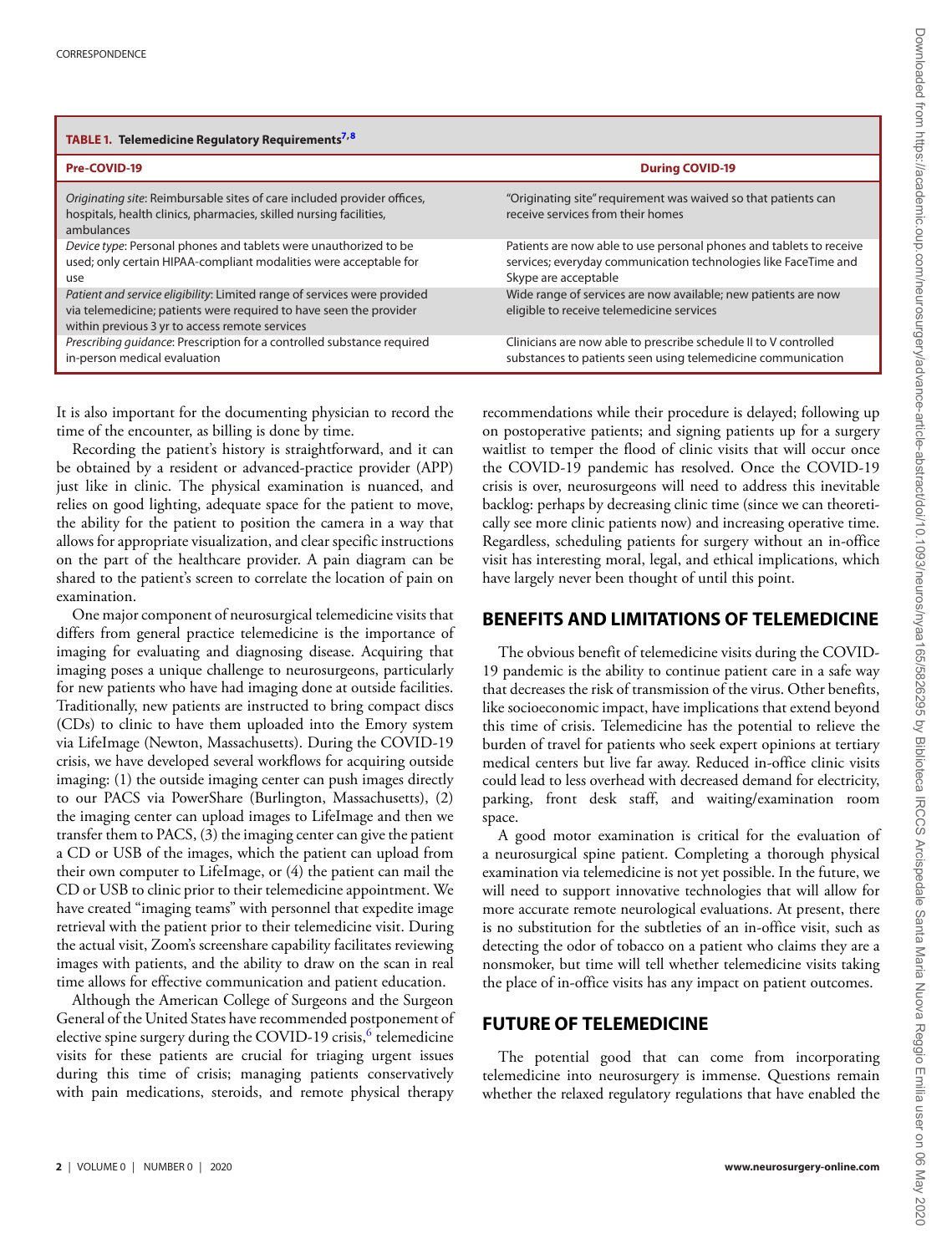**TABLE 1. Telemedicine Regulatory Requirements[7,8]**

| Pre-COVID-19 | During COVID-19 |
| --- | --- |
| *Originating site*: Reimbursable sites of care included provider offices, hospitals, health clinics, pharmacies, skilled nursing facilities, ambulances | "Originating site" requirement was waived so that patients can receive services from their homes |
| *Device type*: Personal phones and tablets were unauthorized to be used; only certain HIPAA-compliant modalities were acceptable for use | Patients are now able to use personal phones and tablets to receive services; everyday communication technologies like FaceTime and Skype are acceptable |
| *Patient and service eligibility*: Limited range of services were provided via telemedicine; patients were required to have seen the provider within previous 3 yr to access remote services | Wide range of services are now available; new patients are now eligible to receive telemedicine services |
| *Prescribing guidance*: Prescription for a controlled substance required in-person medical evaluation | Clinicians are now able to prescribe schedule II to V controlled substances to patients seen using telemedicine communication |

It is also important for the documenting physician to record the time of the encounter, as billing is done by time.

Recording the patient's history is straightforward, and it can be obtained by a resident or advanced-practice provider (APP) just like in clinic. The physical examination is nuanced, and relies on good lighting, adequate space for the patient to move, the ability for the patient to position the camera in a way that allows for appropriate visualization, and clear specific instructions on the part of the healthcare provider. A pain diagram can be shared to the patient's screen to correlate the location of pain on examination.

One major component of neurosurgical telemedicine visits that differs from general practice telemedicine is the importance of imaging for evaluating and diagnosing disease. Acquiring that imaging poses a unique challenge to neurosurgeons, particularly for new patients who have had imaging done at outside facilities. Traditionally, new patients are instructed to bring compact discs (CDs) to clinic to have them uploaded into the Emory system via LifeImage (Newton, Massachusetts). During the COVID-19 crisis, we have developed several workflows for acquiring outside imaging: (1) the outside imaging center can push images directly to our PACS via PowerShare (Burlington, Massachusetts), (2) the imaging center can upload images to LifeImage and then we transfer them to PACS, (3) the imaging center can give the patient a CD or USB of the images, which the patient can upload from their own computer to LifeImage, or (4) the patient can mail the CD or USB to clinic prior to their telemedicine appointment. We have created "imaging teams" with personnel that expedite image retrieval with the patient prior to their telemedicine visit. During the actual visit, Zoom's screenshare capability facilitates reviewing images with patients, and the ability to draw on the scan in real time allows for effective communication and patient education.

Although the American College of Surgeons and the Surgeon General of the United States have recommended postponement of elective spine surgery during the COVID-19 crisis,[6] telemedicine visits for these patients are crucial for triaging urgent issues during this time of crisis; managing patients conservatively with pain medications, steroids, and remote physical therapy recommendations while their procedure is delayed; following up on postoperative patients; and signing patients up for a surgery waitlist to temper the flood of clinic visits that will occur once the COVID-19 pandemic has resolved. Once the COVID-19 crisis is over, neurosurgeons will need to address this inevitable backlog: perhaps by decreasing clinic time (since we can theoretically see more clinic patients now) and increasing operative time. Regardless, scheduling patients for surgery without an in-office visit has interesting moral, legal, and ethical implications, which have largely never been thought of until this point.

## BENEFITS AND LIMITATIONS OF TELEMEDICINE

The obvious benefit of telemedicine visits during the COVID-19 pandemic is the ability to continue patient care in a safe way that decreases the risk of transmission of the virus. Other benefits, like socioeconomic impact, have implications that extend beyond this time of crisis. Telemedicine has the potential to relieve the burden of travel for patients who seek expert opinions at tertiary medical centers but live far away. Reduced in-office clinic visits could lead to less overhead with decreased demand for electricity, parking, front desk staff, and waiting/examination room space.

A good motor examination is critical for the evaluation of a neurosurgical spine patient. Completing a thorough physical examination via telemedicine is not yet possible. In the future, we will need to support innovative technologies that will allow for more accurate remote neurological evaluations. At present, there is no substitution for the subtleties of an in-office visit, such as detecting the odor of tobacco on a patient who claims they are a nonsmoker, but time will tell whether telemedicine visits taking the place of in-office visits has any impact on patient outcomes.

## FUTURE OF TELEMEDICINE

The potential good that can come from incorporating telemedicine into neurosurgery is immense. Questions remain whether the relaxed regulatory regulations that have enabled the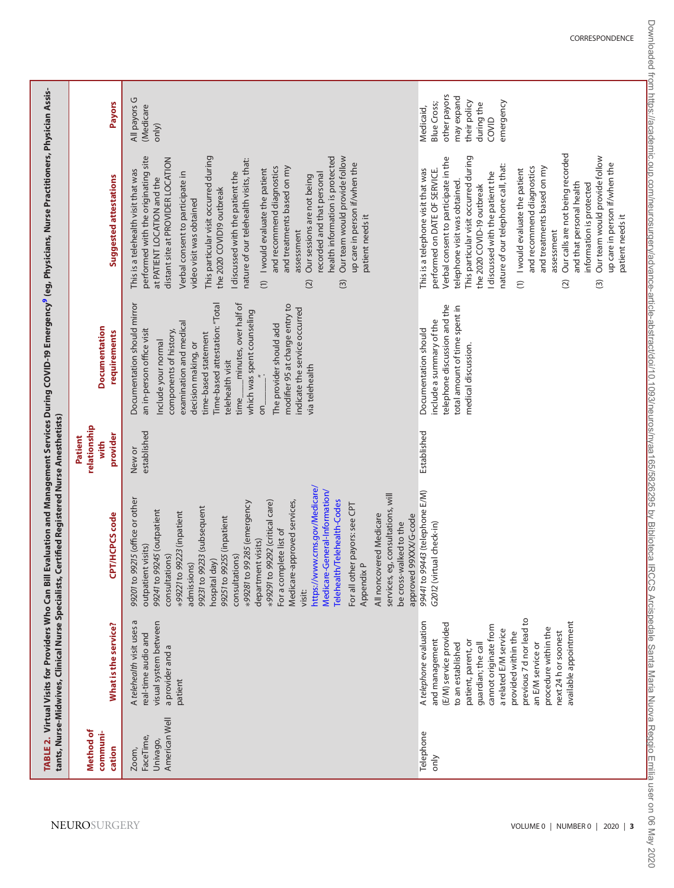**TABLE 2.** Virtual Visits for Providers Who Can Bill Evaluation and Management Services During COVID-19 Emergency[9] (eg, Physicians, Nurse Practitioners, Physician Assistants, Nurse-Midwives, Clinical Nurse Specialists, Certified Registered Nurse Anesthetists)

| Method of communication | What is the service? | CPT/HCPCS code | Patient relationship with provider | Documentation requirements | Suggested attestations | Payors |
|---|---|---|---|---|---|---|
| Zoom, FaceTime, Univago, American Well | A *telehealth* visit uses a real-time audio and visual system between a provider and a patient | *99201 to 99215* (office or other outpatient visits)<br>*99241 to 99245* (outpatient consultations)<br>**99221 to 99223* (inpatient admissions)<br>*99231 to 99233* (subsequent hospital day)<br>*99251 to 99255* (inpatient consultations)<br>**99281 to 99285* (emergency department visits)<br>**99291 to 99292* (critical care)<br>For a complete list of Medicare-approved services, visit: https://www.cms.gov/Medicare/Medicare-General-Information/Telehealth/Telehealth-Codes<br>For all other payors: see CPT Appendix P<br>All noncovered Medicare services, eg, consultations, will be cross-walked to the approved 99XXX/G-code | New or established | Documentation should mirror an in-person office visit<br>Include your normal components of history, examination and medical decision making, or time-based statement<br>Time-based attestation: "Total telehealth visit time\_\_\_\_minutes, over half of which was spent counseling on\_\_\_\_\_\_."<br>The provider should add modifier 95 at charge entry to indicate the service occurred via telehealth | This is a telehealth visit that was performed with the originating site at PATIENT LOCATION and the distant site at PROVIDER LOCATION<br>Verbal consent to participate in video visit was obtained<br>This particular visit occurred during the 2020 COVID19 outbreak<br>I discussed with the patient the nature of our telehealth visits, that:<br>(1) I would evaluate the patient and recommend diagnostics and treatments based on my assessment<br>(2) Our sessions are not being recorded and that personal health information is protected<br>(3) Our team would provide follow up care in person if/when the patient needs it | All payors G (Medicare only) |
| Telephone only | A *telephone* evaluation and management (E/M) service provided to an established patient, parent, or guardian; the call cannot originate from a related E/M service provided within the previous 7 d nor lead to an E/M service or procedure within the next 24 h or soonest available appointment | *99441 to 99443* (telephone E/M)<br>*G2012* (virtual check-in) | Established | Documentation should include a summary of the telephone discussion and the total amount of time spent in medical discussion. | This is a telephone visit that was performed on DATE OF SERVICE.<br>Verbal consent to participate in the telephone visit was obtained.<br>This particular visit occurred during the 2020 COVID-19 outbreak<br>I discussed with the patient the nature of our telephone call, that:<br>(1) I would evaluate the patient and recommend diagnostics and treatments based on my assessment<br>(2) Our calls are not being recorded and that personal health information is protected<br>(3) Our team would provide follow up care in person if/when the patient needs it | Medicaid, Blue Cross; other payors may expand their policy during the COVID emergency |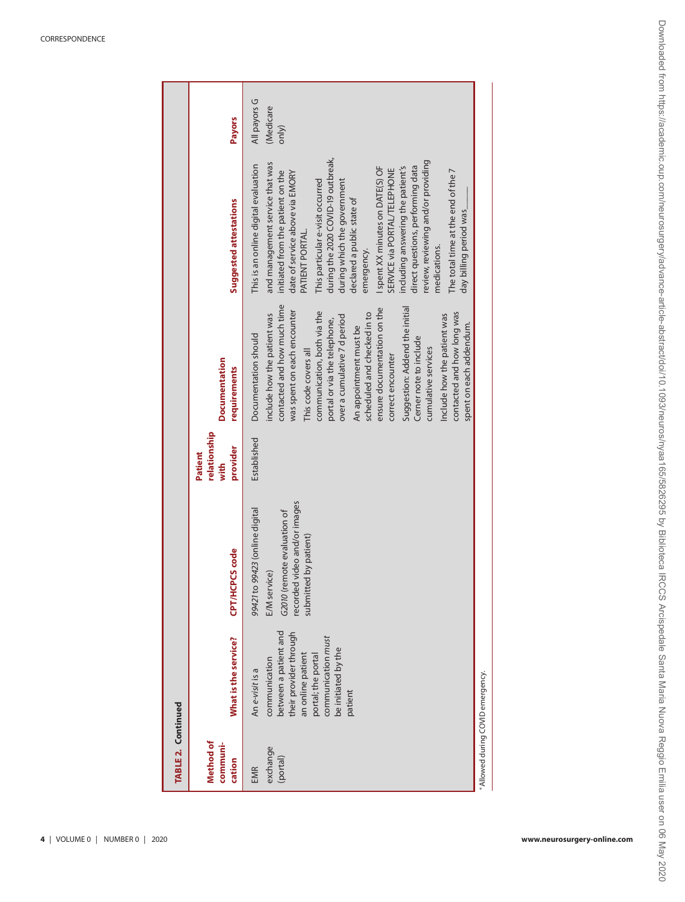**TABLE 2. Continued**

| Method of communication | What is the service? | CPT/HCPCS code | Patient relationship with provider | Documentation requirements | Suggested attestations | Payors |
|---|---|---|---|---|---|---|
| EMR exchange (portal) | An *e-visit* is a communication between a patient and their provider through an online patient portal; the portal communication *must* be initiated by the patient | *99421* to *99423* (online digital E/M service)<br>*G2010* (remote evaluation of recorded video and/or images submitted by patient) | Established | Documentation should include how the patient was contacted and how much time was spent on each encounter<br>This code covers all communication, both via the portal or via the telephone, over a cumulative 7 d period<br>An appointment must be scheduled and checked in to ensure documentation on the correct encounter<br>Suggestion: Addend the initial Cerner note to include cumulative services<br>Include how the patient was contacted and how long was spent on each addendum. | This is an online digital evaluation and management service that was initiated from the patient on the date of service above via EMORY PATIENT PORTAL.<br>This particular e-visit occurred during the 2020 COVID-19 outbreak, during which the government declared a public state of emergency.<br>I spent XX minutes on DATE(S) OF SERVICE via PORTAL/TELEPHONE including answering the patient's direct questions, performing data review, reviewing and/or providing medications.<br>The total time at the end of the 7 day billing period was\_\_\_\_\_ | All payors G (Medicare only) |

*Allowed during COVID emergency.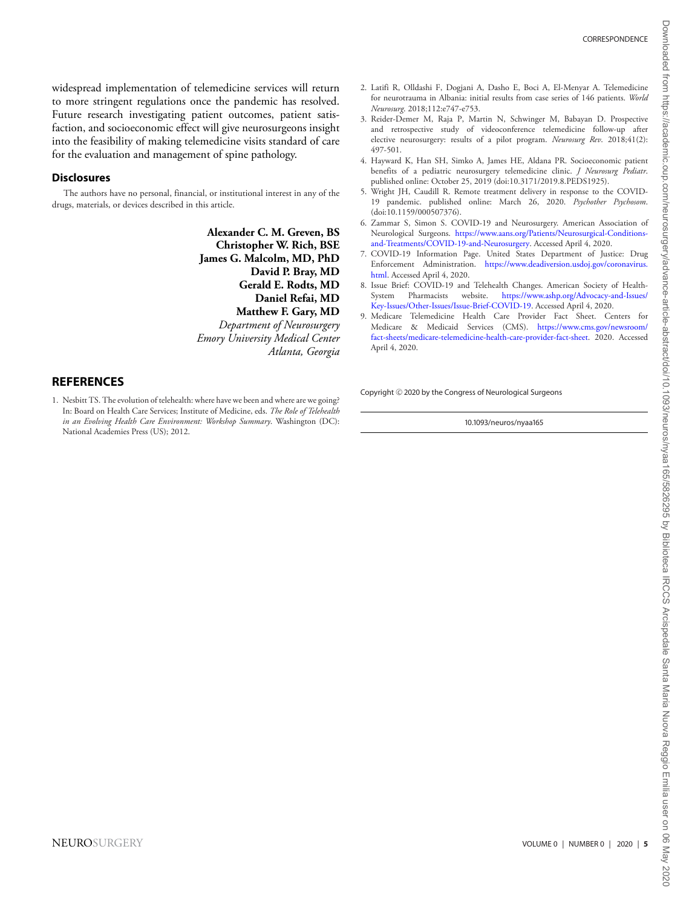widespread implementation of telemedicine services will return to more stringent regulations once the pandemic has resolved. Future research investigating patient outcomes, patient satisfaction, and socioeconomic effect will give neurosurgeons insight into the feasibility of making telemedicine visits standard of care for the evaluation and management of spine pathology.

## Disclosures

The authors have no personal, financial, or institutional interest in any of the drugs, materials, or devices described in this article.

**Alexander C. M. Greven, BS**
**Christopher W. Rich, BSE**
**James G. Malcolm, MD, PhD**
**David P. Bray, MD**
**Gerald E. Rodts, MD**
**Daniel Refai, MD**
**Matthew F. Gary, MD**
*Department of Neurosurgery*
*Emory University Medical Center*
*Atlanta, Georgia*

## REFERENCES

1. Nesbitt TS. The evolution of telehealth: where have we been and where are we going? In: Board on Health Care Services; Institute of Medicine, eds. *The Role of Telehealth in an Evolving Health Care Environment: Workshop Summary*. Washington (DC): National Academies Press (US); 2012.
2. Latifi R, Olldashi F, Dogjani A, Dasho E, Boci A, El-Menyar A. Telemedicine for neurotrauma in Albania: initial results from case series of 146 patients. *World Neurosurg*. 2018;112:e747-e753.
3. Reider-Demer M, Raja P, Martin N, Schwinger M, Babayan D. Prospective and retrospective study of videoconference telemedicine follow-up after elective neurosurgery: results of a pilot program. *Neurosurg Rev*. 2018;41(2): 497-501.
4. Hayward K, Han SH, Simko A, James HE, Aldana PR. Socioeconomic patient benefits of a pediatric neurosurgery telemedicine clinic. *J Neurosurg Pediatr*. published online: October 25, 2019 (doi:10.3171/2019.8.PEDS1925).
5. Wright JH, Caudill R. Remote treatment delivery in response to the COVID-19 pandemic. published online: March 26, 2020. *Psychother Psychosom*. (doi:10.1159/000507376).
6. Zammar S, Simon S. COVID-19 and Neurosurgery. American Association of Neurological Surgeons. https://www.aans.org/Patients/Neurosurgical-Conditions-and-Treatments/COVID-19-and-Neurosurgery. Accessed April 4, 2020.
7. COVID-19 Information Page. United States Department of Justice: Drug Enforcement Administration. https://www.deadiversion.usdoj.gov/coronavirus.html. Accessed April 4, 2020.
8. Issue Brief: COVID-19 and Telehealth Changes. American Society of Health-System Pharmacists website. https://www.ashp.org/Advocacy-and-Issues/Key-Issues/Other-Issues/Issue-Brief-COVID-19. Accessed April 4, 2020.
9. Medicare Telemedicine Health Care Provider Fact Sheet. Centers for Medicare & Medicaid Services (CMS). https://www.cms.gov/newsroom/fact-sheets/medicare-telemedicine-health-care-provider-fact-sheet. 2020. Accessed April 4, 2020.

Copyright © 2020 by the Congress of Neurological Surgeons

10.1093/neuros/nyaa165